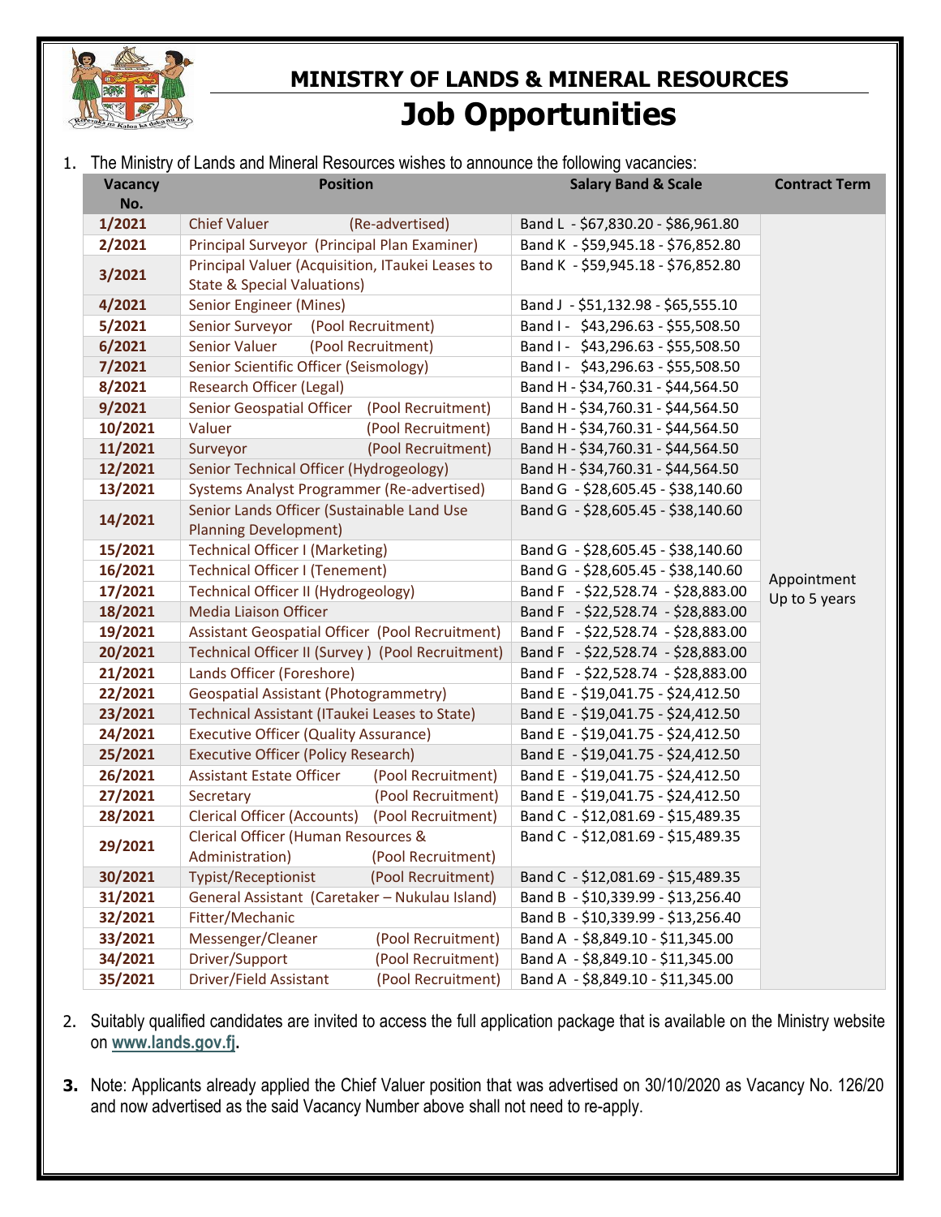# MINISTRY OF LANDS & MINERAL RESOURCES

## Job Opportunities

1. The Ministry of Lands and Mineral Resources wishes to announce the following vacancies:

| Vacancy No. | Position | Salary Band & Scale | Contract Term |
|---|---|---|---|
| 1/2021 | Chief Valuer (Re-advertised) | Band L - $67,830.20 - $86,961.80 | Appointment Up to 5 years |
| 2/2021 | Principal Surveyor (Principal Plan Examiner) | Band K - $59,945.18 - $76,852.80 | |
| 3/2021 | Principal Valuer (Acquisition, ITaukei Leases to State & Special Valuations) | Band K - $59,945.18 - $76,852.80 | |
| 4/2021 | Senior Engineer (Mines) | Band J - $51,132.98 - $65,555.10 | |
| 5/2021 | Senior Surveyor (Pool Recruitment) | Band I - $43,296.63 - $55,508.50 | |
| 6/2021 | Senior Valuer (Pool Recruitment) | Band I - $43,296.63 - $55,508.50 | |
| 7/2021 | Senior Scientific Officer (Seismology) | Band I - $43,296.63 - $55,508.50 | |
| 8/2021 | Research Officer (Legal) | Band H - $34,760.31 - $44,564.50 | |
| 9/2021 | Senior Geospatial Officer (Pool Recruitment) | Band H - $34,760.31 - $44,564.50 | |
| 10/2021 | Valuer (Pool Recruitment) | Band H - $34,760.31 - $44,564.50 | |
| 11/2021 | Surveyor (Pool Recruitment) | Band H - $34,760.31 - $44,564.50 | |
| 12/2021 | Senior Technical Officer (Hydrogeology) | Band H - $34,760.31 - $44,564.50 | |
| 13/2021 | Systems Analyst Programmer (Re-advertised) | Band G - $28,605.45 - $38,140.60 | |
| 14/2021 | Senior Lands Officer (Sustainable Land Use Planning Development) | Band G - $28,605.45 - $38,140.60 | |
| 15/2021 | Technical Officer I (Marketing) | Band G - $28,605.45 - $38,140.60 | |
| 16/2021 | Technical Officer I (Tenement) | Band G - $28,605.45 - $38,140.60 | |
| 17/2021 | Technical Officer II (Hydrogeology) | Band F - $22,528.74 - $28,883.00 | |
| 18/2021 | Media Liaison Officer | Band F - $22,528.74 - $28,883.00 | |
| 19/2021 | Assistant Geospatial Officer (Pool Recruitment) | Band F - $22,528.74 - $28,883.00 | |
| 20/2021 | Technical Officer II (Survey ) (Pool Recruitment) | Band F - $22,528.74 - $28,883.00 | |
| 21/2021 | Lands Officer (Foreshore) | Band F - $22,528.74 - $28,883.00 | |
| 22/2021 | Geospatial Assistant (Photogrammetry) | Band E - $19,041.75 - $24,412.50 | |
| 23/2021 | Technical Assistant (ITaukei Leases to State) | Band E - $19,041.75 - $24,412.50 | |
| 24/2021 | Executive Officer (Quality Assurance) | Band E - $19,041.75 - $24,412.50 | |
| 25/2021 | Executive Officer (Policy Research) | Band E - $19,041.75 - $24,412.50 | |
| 26/2021 | Assistant Estate Officer (Pool Recruitment) | Band E - $19,041.75 - $24,412.50 | |
| 27/2021 | Secretary (Pool Recruitment) | Band E - $19,041.75 - $24,412.50 | |
| 28/2021 | Clerical Officer (Accounts) (Pool Recruitment) | Band C - $12,081.69 - $15,489.35 | |
| 29/2021 | Clerical Officer (Human Resources & Administration) (Pool Recruitment) | Band C - $12,081.69 - $15,489.35 | |
| 30/2021 | Typist/Receptionist (Pool Recruitment) | Band C - $12,081.69 - $15,489.35 | |
| 31/2021 | General Assistant (Caretaker – Nukulau Island) | Band B - $10,339.99 - $13,256.40 | |
| 32/2021 | Fitter/Mechanic | Band B - $10,339.99 - $13,256.40 | |
| 33/2021 | Messenger/Cleaner (Pool Recruitment) | Band A - $8,849.10 - $11,345.00 | |
| 34/2021 | Driver/Support (Pool Recruitment) | Band A - $8,849.10 - $11,345.00 | |
| 35/2021 | Driver/Field Assistant (Pool Recruitment) | Band A - $8,849.10 - $11,345.00 | |

2. Suitably qualified candidates are invited to access the full application package that is available on the Ministry website on **www.lands.gov.fj**.

3. Note: Applicants already applied the Chief Valuer position that was advertised on 30/10/2020 as Vacancy No. 126/20 and now advertised as the said Vacancy Number above shall not need to re-apply.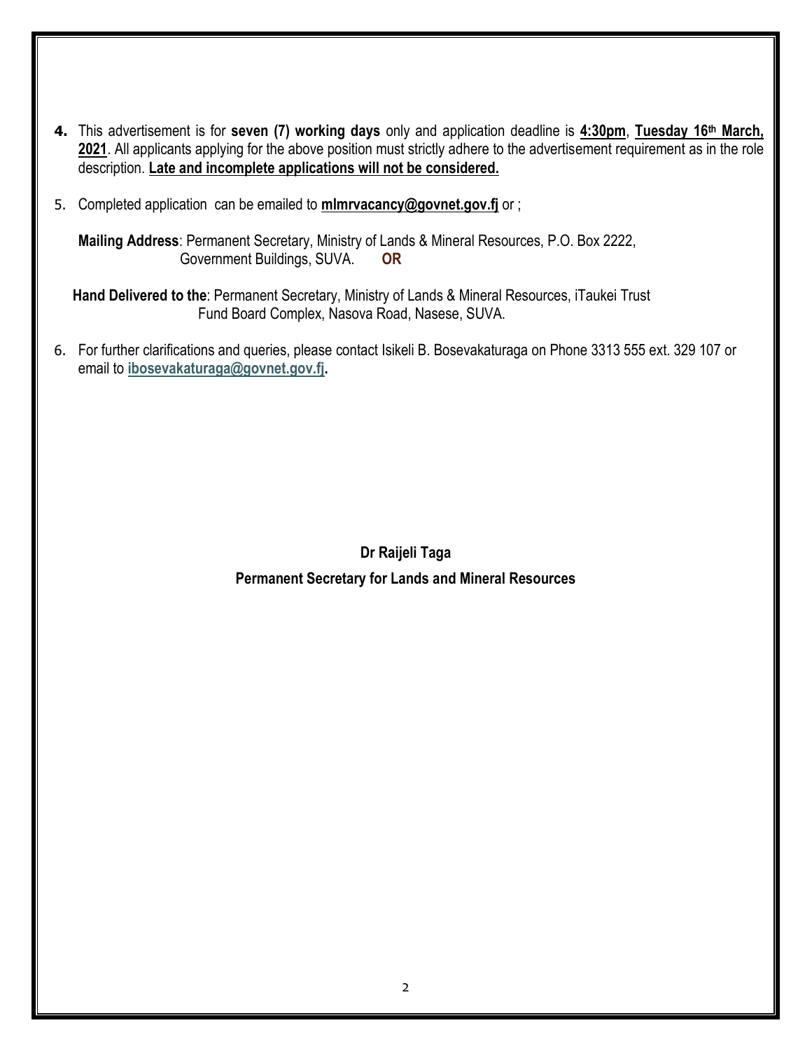4. This advertisement is for **seven (7) working days** only and application deadline is **4:30pm**, **Tuesday 16th March, 2021**. All applicants applying for the above position must strictly adhere to the advertisement requirement as in the role description. **Late and incomplete applications will not be considered.**

5. Completed application can be emailed to **mlmrvacancy@govnet.gov.fj** or ;

   **Mailing Address**: Permanent Secretary, Ministry of Lands & Mineral Resources, P.O. Box 2222, Government Buildings, SUVA. **OR**

   **Hand Delivered to the**: Permanent Secretary, Ministry of Lands & Mineral Resources, iTaukei Trust Fund Board Complex, Nasova Road, Nasese, SUVA.

6. For further clarifications and queries, please contact Isikeli B. Bosevakaturaga on Phone 3313 555 ext. 329 107 or email to **ibosevakaturaga@govnet.gov.fj.**

**Dr Raijeli Taga**

**Permanent Secretary for Lands and Mineral Resources**